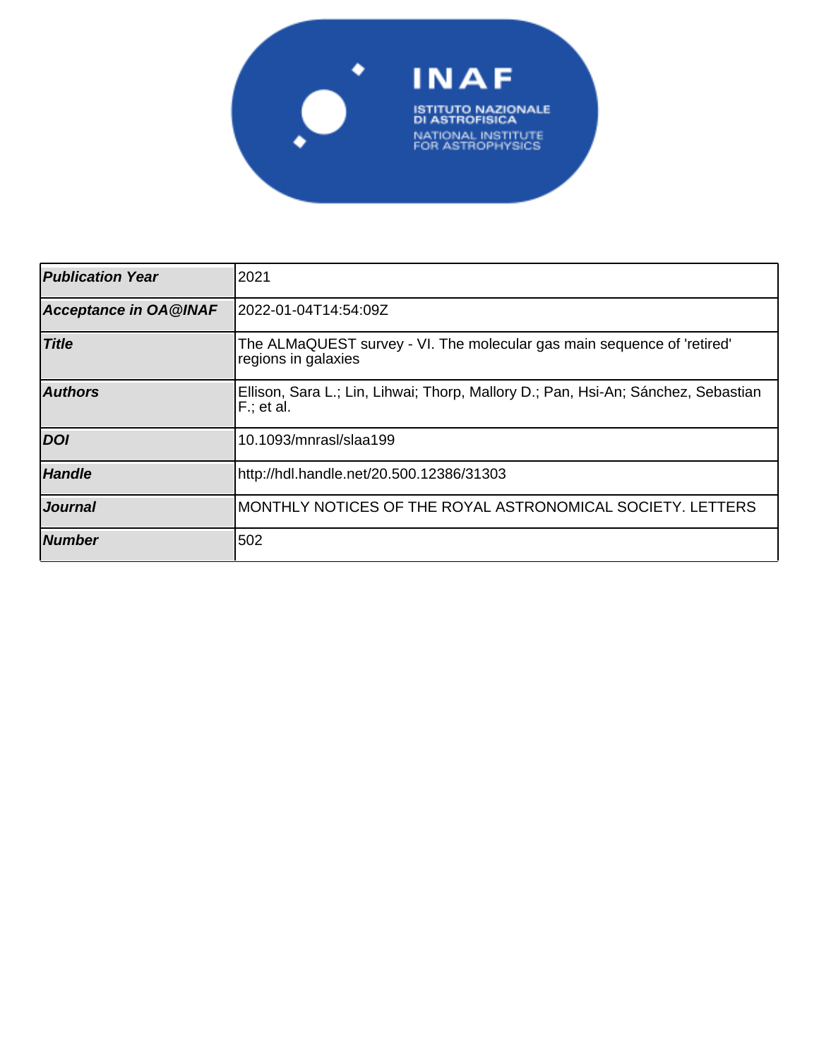INAF

ISTITUTO NAZIONALE DI ASTROFISICA
NATIONAL INSTITUTE FOR ASTROPHYSICS

| | |
|---|---|
| ***Publication Year*** | 2021 |
| ***Acceptance in OA@INAF*** | 2022-01-04T14:54:09Z |
| ***Title*** | The ALMaQUEST survey - VI. The molecular gas main sequence of 'retired' regions in galaxies |
| ***Authors*** | Ellison, Sara L.; Lin, Lihwai; Thorp, Mallory D.; Pan, Hsi-An; Sánchez, Sebastian F.; et al. |
| ***DOI*** | 10.1093/mnrasl/slaa199 |
| ***Handle*** | http://hdl.handle.net/20.500.12386/31303 |
| ***Journal*** | MONTHLY NOTICES OF THE ROYAL ASTRONOMICAL SOCIETY. LETTERS |
| ***Number*** | 502 |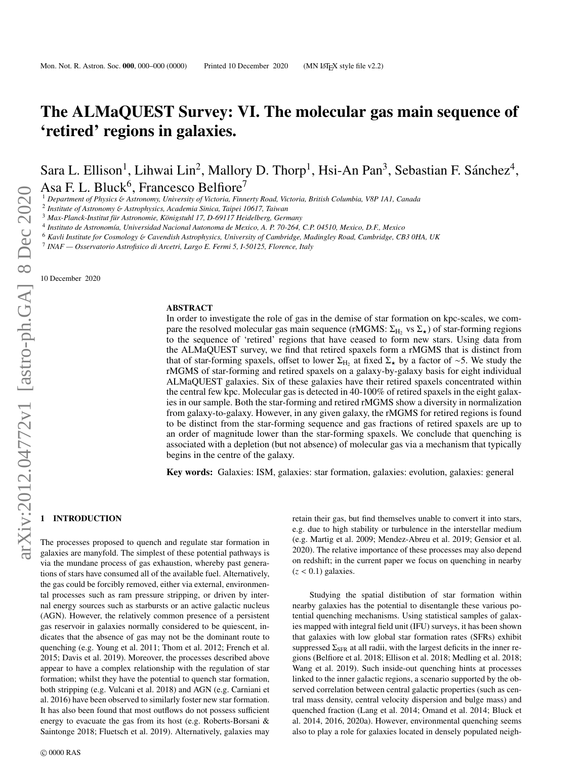# The ALMaQUEST Survey: VI. The molecular gas main sequence of 'retired' regions in galaxies.

Sara L. Ellison[1], Lihwai Lin[2], Mallory D. Thorp[1], Hsi-An Pan[3], Sebastian F. Sánchez[4], Asa F. L. Bluck[6], Francesco Belfiore[7]

[1] *Department of Physics & Astronomy, University of Victoria, Finnerty Road, Victoria, British Columbia, V8P 1A1, Canada*
[2] *Institute of Astronomy & Astrophysics, Academia Sinica, Taipei 10617, Taiwan*
[3] *Max-Planck-Institut für Astronomie, Königstuhl 17, D-69117 Heidelberg, Germany*
[4] *Instituto de Astronomía, Universidad Nacional Autonoma de Mexico, A. P. 70-264, C.P. 04510, Mexico, D.F., Mexico*
[6] *Kavli Institute for Cosmology & Cavendish Astrophysics, University of Cambridge, Madingley Road, Cambridge, CB3 0HA, UK*
[7] *INAF — Osservatorio Astrofisico di Arcetri, Largo E. Fermi 5, I-50125, Florence, Italy*

10 December 2020

## ABSTRACT

In order to investigate the role of gas in the demise of star formation on kpc-scales, we compare the resolved molecular gas main sequence (rMGMS: $\Sigma_{H_2}$ vs $\Sigma_\star$) of star-forming regions to the sequence of 'retired' regions that have ceased to form new stars. Using data from the ALMaQUEST survey, we find that retired spaxels form a rMGMS that is distinct from that of star-forming spaxels, offset to lower $\Sigma_{H_2}$ at fixed $\Sigma_\star$ by a factor of ~5. We study the rMGMS of star-forming and retired spaxels on a galaxy-by-galaxy basis for eight individual ALMaQUEST galaxies. Six of these galaxies have their retired spaxels concentrated within the central few kpc. Molecular gas is detected in 40-100% of retired spaxels in the eight galaxies in our sample. Both the star-forming and retired rMGMS show a diversity in normalization from galaxy-to-galaxy. However, in any given galaxy, the rMGMS for retired regions is found to be distinct from the star-forming sequence and gas fractions of retired spaxels are up to an order of magnitude lower than the star-forming spaxels. We conclude that quenching is associated with a depletion (but not absence) of molecular gas via a mechanism that typically begins in the centre of the galaxy.

**Key words:** Galaxies: ISM, galaxies: star formation, galaxies: evolution, galaxies: general

## 1 INTRODUCTION

The processes proposed to quench and regulate star formation in galaxies are manyfold. The simplest of these potential pathways is via the mundane process of gas exhaustion, whereby past generations of stars have consumed all of the available fuel. Alternatively, the gas could be forcibly removed, either via external, environmental processes such as ram pressure stripping, or driven by internal energy sources such as starbursts or an active galactic nucleus (AGN). However, the relatively common presence of a persistent gas reservoir in galaxies normally considered to be quiescent, indicates that the absence of gas may not be the dominant route to quenching (e.g. Young et al. 2011; Thom et al. 2012; French et al. 2015; Davis et al. 2019). Moreover, the processes described above appear to have a complex relationship with the regulation of star formation; whilst they have the potential to quench star formation, both stripping (e.g. Vulcani et al. 2018) and AGN (e.g. Carniani et al. 2016) have been observed to similarly foster new star formation. It has also been found that most outflows do not possess sufficient energy to evacuate the gas from its host (e.g. Roberts-Borsani & Saintonge 2018; Fluetsch et al. 2019). Alternatively, galaxies may retain their gas, but find themselves unable to convert it into stars, e.g. due to high stability or turbulence in the interstellar medium (e.g. Martig et al. 2009; Mendez-Abreu et al. 2019; Gensior et al. 2020). The relative importance of these processes may also depend on redshift; in the current paper we focus on quenching in nearby ($z < 0.1$) galaxies.

Studying the spatial distibution of star formation within nearby galaxies has the potential to disentangle these various potential quenching mechanisms. Using statistical samples of galaxies mapped with integral field unit (IFU) surveys, it has been shown that galaxies with low global star formation rates (SFRs) exhibit suppressed $\Sigma_{SFR}$ at all radii, with the largest deficits in the inner regions (Belfiore et al. 2018; Ellison et al. 2018; Medling et al. 2018; Wang et al. 2019). Such inside-out quenching hints at processes linked to the inner galactic regions, a scenario supported by the observed correlation between central galactic properties (such as central mass density, central velocity dispersion and bulge mass) and quenched fraction (Lang et al. 2014; Omand et al. 2014; Bluck et al. 2014, 2016, 2020a). However, environmental quenching seems also to play a role for galaxies located in densely populated neigh-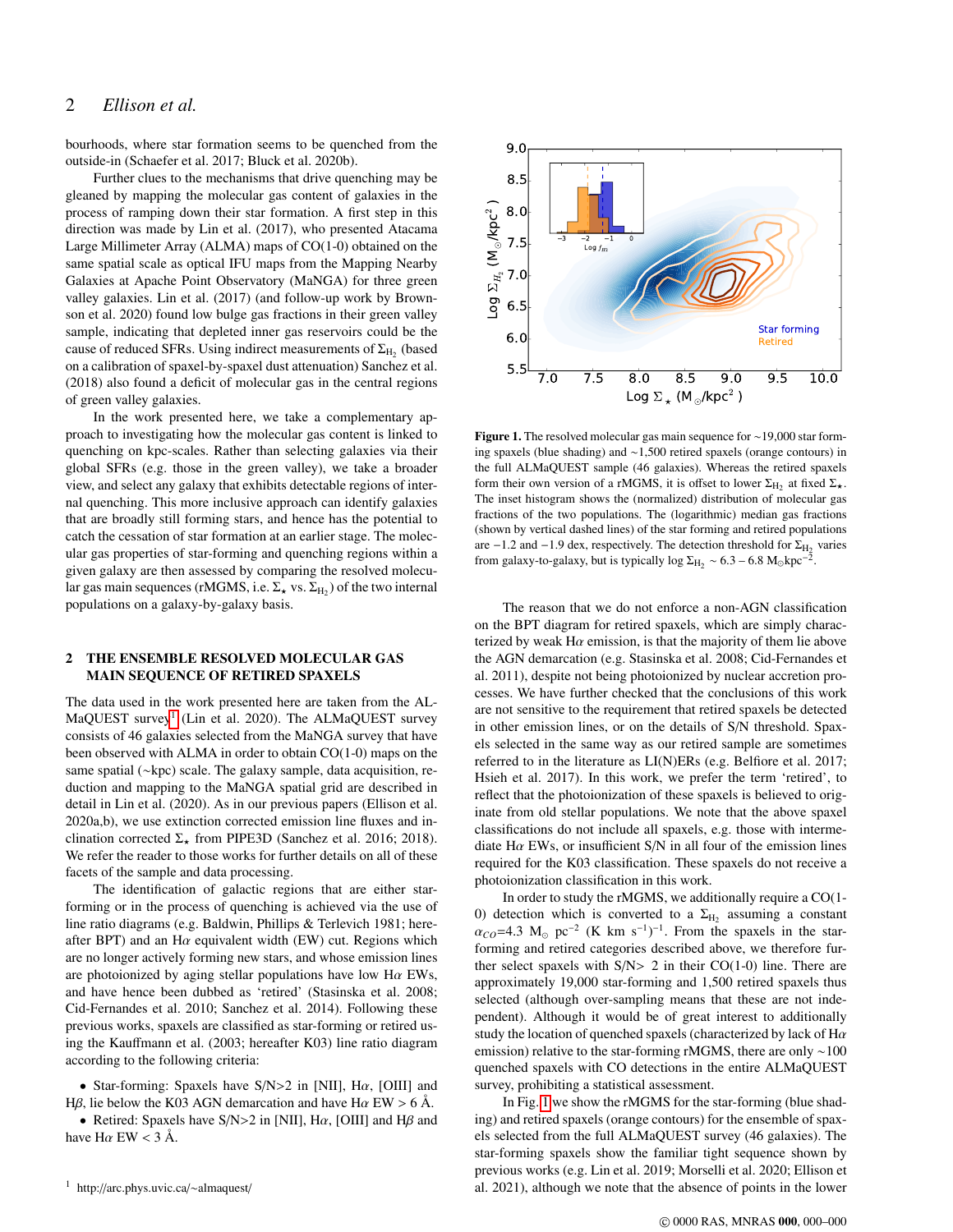bourhoods, where star formation seems to be quenched from the outside-in (Schaefer et al. 2017; Bluck et al. 2020b).

Further clues to the mechanisms that drive quenching may be gleaned by mapping the molecular gas content of galaxies in the process of ramping down their star formation. A first step in this direction was made by Lin et al. (2017), who presented Atacama Large Millimeter Array (ALMA) maps of CO(1-0) obtained on the same spatial scale as optical IFU maps from the Mapping Nearby Galaxies at Apache Point Observatory (MaNGA) for three green valley galaxies. Lin et al. (2017) (and follow-up work by Brownson et al. 2020) found low bulge gas fractions in their green valley sample, indicating that depleted inner gas reservoirs could be the cause of reduced SFRs. Using indirect measurements of $\Sigma_{H_2}$ (based on a calibration of spaxel-by-spaxel dust attenuation) Sanchez et al. (2018) also found a deficit of molecular gas in the central regions of green valley galaxies.

In the work presented here, we take a complementary approach to investigating how the molecular gas content is linked to quenching on kpc-scales. Rather than selecting galaxies via their global SFRs (e.g. those in the green valley), we take a broader view, and select any galaxy that exhibits detectable regions of internal quenching. This more inclusive approach can identify galaxies that are broadly still forming stars, and hence has the potential to catch the cessation of star formation at an earlier stage. The molecular gas properties of star-forming and quenching regions within a given galaxy are then assessed by comparing the resolved molecular gas main sequences (rMGMS, i.e. $\Sigma_\star$ vs. $\Sigma_{H_2}$) of the two internal populations on a galaxy-by-galaxy basis.

## 2 THE ENSEMBLE RESOLVED MOLECULAR GAS MAIN SEQUENCE OF RETIRED SPAXELS

The data used in the work presented here are taken from the ALMaQUEST survey[1] (Lin et al. 2020). The ALMaQUEST survey consists of 46 galaxies selected from the MaNGA survey that have been observed with ALMA in order to obtain CO(1-0) maps on the same spatial (~kpc) scale. The galaxy sample, data acquisition, reduction and mapping to the MaNGA spatial grid are described in detail in Lin et al. (2020). As in our previous papers (Ellison et al. 2020a,b), we use extinction corrected emission line fluxes and inclination corrected $\Sigma_\star$ from PIPE3D (Sanchez et al. 2016; 2018). We refer the reader to those works for further details on all of these facets of the sample and data processing.

The identification of galactic regions that are either star-forming or in the process of quenching is achieved via the use of line ratio diagrams (e.g. Baldwin, Phillips & Terlevich 1981; hereafter BPT) and an H$\alpha$ equivalent width (EW) cut. Regions which are no longer actively forming new stars, and whose emission lines are photoionized by aging stellar populations have low H$\alpha$ EWs, and have hence been dubbed as 'retired' (Stasinska et al. 2008; Cid-Fernandes et al. 2010; Sanchez et al. 2014). Following these previous works, spaxels are classified as star-forming or retired using the Kauffmann et al. (2003; hereafter K03) line ratio diagram according to the following criteria:

- Star-forming: Spaxels have S/N>2 in [NII], H$\alpha$, [OIII] and H$\beta$, lie below the K03 AGN demarcation and have H$\alpha$ EW > 6 Å.
- Retired: Spaxels have S/N>2 in [NII], H$\alpha$, [OIII] and H$\beta$ and have H$\alpha$ EW < 3 Å.

[1] http://arc.phys.uvic.ca/~almaquest/

**Figure 1.** The resolved molecular gas main sequence for ~19,000 star forming spaxels (blue shading) and ~1,500 retired spaxels (orange contours) in the full ALMaQUEST sample (46 galaxies). Whereas the retired spaxels form their own version of a rMGMS, it is offset to lower $\Sigma_{H_2}$ at fixed $\Sigma_\star$. The inset histogram shows the (normalized) distribution of molecular gas fractions of the two populations. The (logarithmic) median gas fractions (shown by vertical dashed lines) of the star forming and retired populations are −1.2 and −1.9 dex, respectively. The detection threshold for $\Sigma_{H_2}$ varies from galaxy-to-galaxy, but is typically log $\Sigma_{H_2}$ ~ 6.3 – 6.8 M$_\odot$kpc$^{-2}$.

The reason that we do not enforce a non-AGN classification on the BPT diagram for retired spaxels, which are simply characterized by weak H$\alpha$ emission, is that the majority of them lie above the AGN demarcation (e.g. Stasinska et al. 2008; Cid-Fernandes et al. 2011), despite not being photoionized by nuclear accretion processes. We have further checked that the conclusions of this work are not sensitive to the requirement that retired spaxels be detected in other emission lines, or on the details of S/N threshold. Spaxels selected in the same way as our retired sample are sometimes referred to in the literature as LI(N)ERs (e.g. Belfiore et al. 2017; Hsieh et al. 2017). In this work, we prefer the term 'retired', to reflect that the photoionization of these spaxels is believed to originate from old stellar populations. We note that the above spaxel classifications do not include all spaxels, e.g. those with intermediate H$\alpha$ EWs, or insufficient S/N in all four of the emission lines required for the K03 classification. These spaxels do not receive a photoionization classification in this work.

In order to study the rMGMS, we additionally require a CO(1-0) detection which is converted to a $\Sigma_{H_2}$ assuming a constant $\alpha_{CO}$=4.3 M$_\odot$ pc$^{-2}$ (K km s$^{-1}$)$^{-1}$. From the spaxels in the star-forming and retired categories described above, we therefore further select spaxels with S/N> 2 in their CO(1-0) line. There are approximately 19,000 star-forming and 1,500 retired spaxels thus selected (although over-sampling means that these are not independent). Although it would be of great interest to additionally study the location of quenched spaxels (characterized by lack of H$\alpha$ emission) relative to the star-forming rMGMS, there are only ~100 quenched spaxels with CO detections in the entire ALMaQUEST survey, prohibiting a statistical assessment.

In Fig. 1 we show the rMGMS for the star-forming (blue shading) and retired spaxels (orange contours) for the ensemble of spaxels selected from the full ALMaQUEST survey (46 galaxies). The star-forming spaxels show the familiar tight sequence shown by previous works (e.g. Lin et al. 2019; Morselli et al. 2020; Ellison et al. 2021), although we note that the absence of points in the lower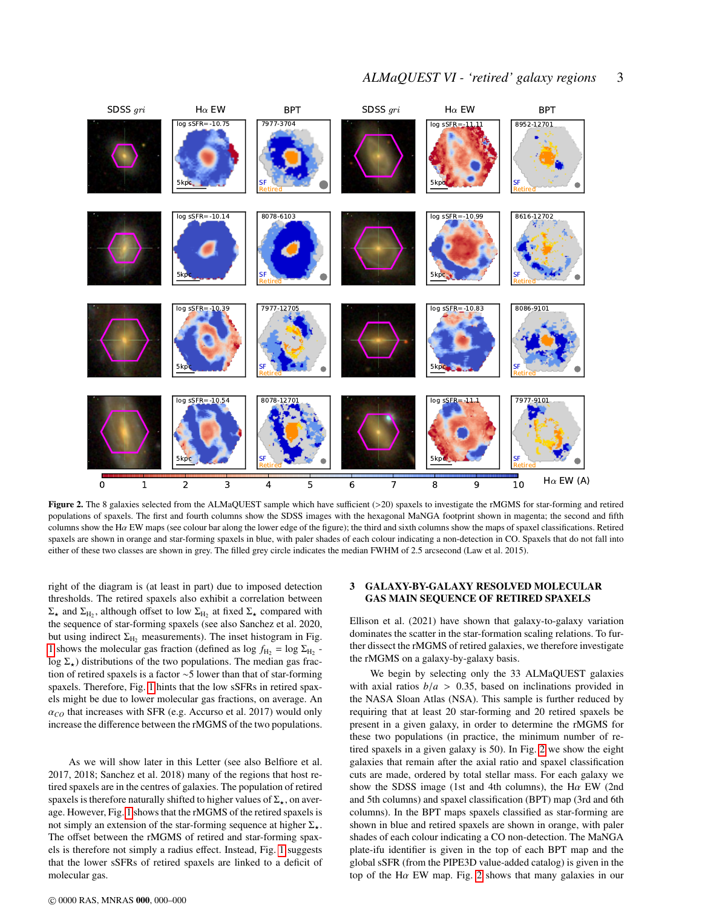**Figure 2.** The 8 galaxies selected from the ALMaQUEST sample which have sufficient (>20) spaxels to investigate the rMGMS for star-forming and retired populations of spaxels. The first and fourth columns show the SDSS images with the hexagonal MaNGA footprint shown in magenta; the second and fifth columns show the Hα EW maps (see colour bar along the lower edge of the figure); the third and sixth columns show the maps of spaxel classifications. Retired spaxels are shown in orange and star-forming spaxels in blue, with paler shades of each colour indicating a non-detection in CO. Spaxels that do not fall into either of these two classes are shown in grey. The filled grey circle indicates the median FWHM of 2.5 arcsecond (Law et al. 2015).

right of the diagram is (at least in part) due to imposed detection thresholds. The retired spaxels also exhibit a correlation between $\Sigma_\star$ and $\Sigma_{H_2}$, although offset to low $\Sigma_{H_2}$ at fixed $\Sigma_\star$ compared with the sequence of star-forming spaxels (see also Sanchez et al. 2020, but using indirect $\Sigma_{H_2}$ measurements). The inset histogram in Fig. 1 shows the molecular gas fraction (defined as log $f_{H_2}$ = log $\Sigma_{H_2}$ - log $\Sigma_\star$) distributions of the two populations. The median gas fraction of retired spaxels is a factor ~5 lower than that of star-forming spaxels. Therefore, Fig. 1 hints that the low sSFRs in retired spaxels might be due to lower molecular gas fractions, on average. An $\alpha_{CO}$ that increases with SFR (e.g. Accurso et al. 2017) would only increase the difference between the rMGMS of the two populations.

As we will show later in this Letter (see also Belfiore et al. 2017, 2018; Sanchez et al. 2018) many of the regions that host retired spaxels are in the centres of galaxies. The population of retired spaxels is therefore naturally shifted to higher values of $\Sigma_\star$, on average. However, Fig. 1 shows that the rMGMS of the retired spaxels is not simply an extension of the star-forming sequence at higher $\Sigma_\star$. The offset between the rMGMS of retired and star-forming spaxels is therefore not simply a radius effect. Instead, Fig. 1 suggests that the lower sSFRs of retired spaxels are linked to a deficit of molecular gas.

## 3 GALAXY-BY-GALAXY RESOLVED MOLECULAR GAS MAIN SEQUENCE OF RETIRED SPAXELS

Ellison et al. (2021) have shown that galaxy-to-galaxy variation dominates the scatter in the star-formation scaling relations. To further dissect the rMGMS of retired galaxies, we therefore investigate the rMGMS on a galaxy-by-galaxy basis.

We begin by selecting only the 33 ALMaQUEST galaxies with axial ratios $b/a$ > 0.35, based on inclinations provided in the NASA Sloan Atlas (NSA). This sample is further reduced by requiring that at least 20 star-forming and 20 retired spaxels be present in a given galaxy, in order to determine the rMGMS for these two populations (in practice, the minimum number of retired spaxels in a given galaxy is 50). In Fig. 2 we show the eight galaxies that remain after the axial ratio and spaxel classification cuts are made, ordered by total stellar mass. For each galaxy we show the SDSS image (1st and 4th columns), the Hα EW (2nd and 5th columns) and spaxel classification (BPT) map (3rd and 6th columns). In the BPT maps spaxels classified as star-forming are shown in blue and retired spaxels are shown in orange, with paler shades of each colour indicating a CO non-detection. The MaNGA plate-ifu identifier is given in the top of each BPT map and the global sSFR (from the PIPE3D value-added catalog) is given in the top of the Hα EW map. Fig. 2 shows that many galaxies in our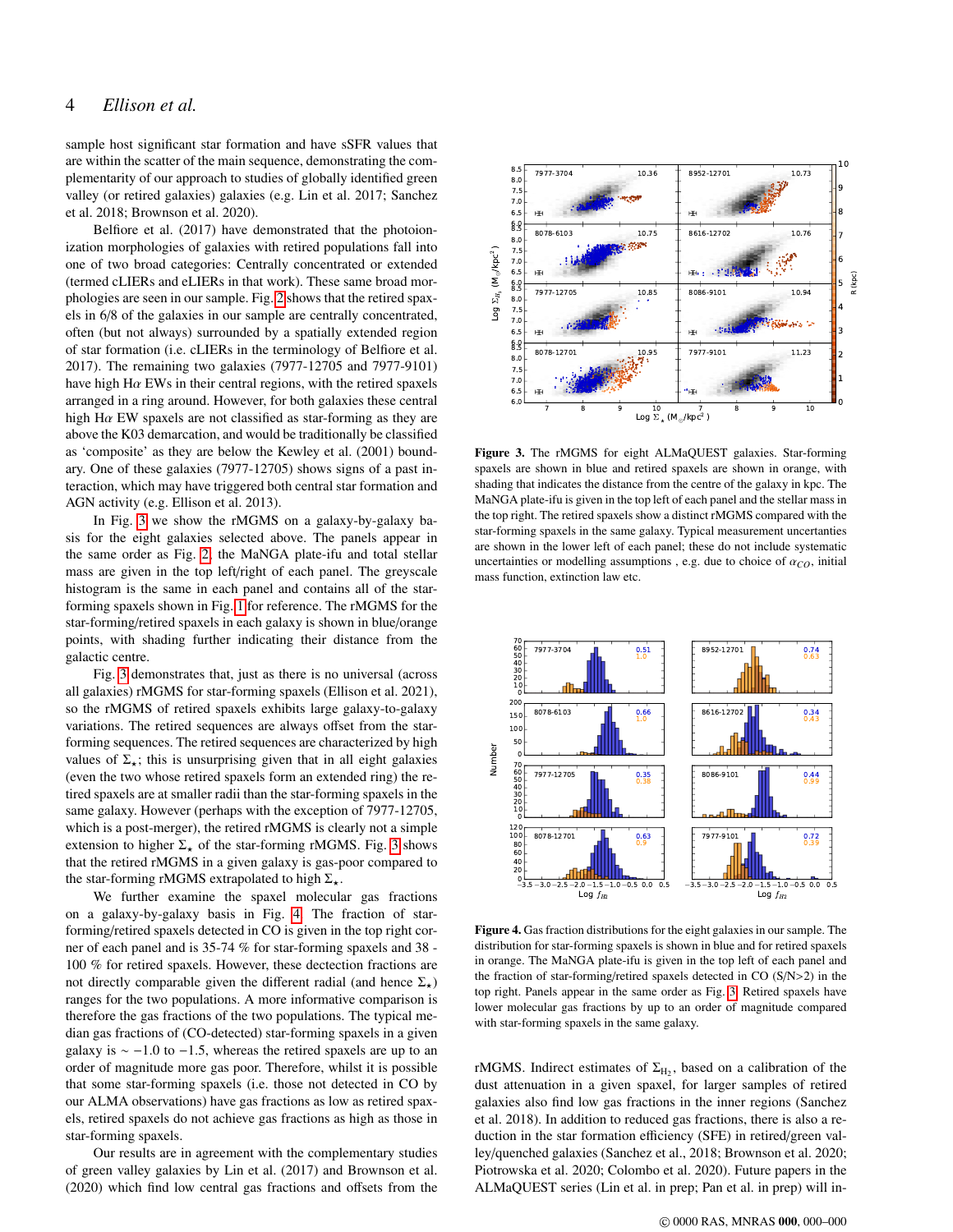sample host significant star formation and have sSFR values that are within the scatter of the main sequence, demonstrating the complementarity of our approach to studies of globally identified green valley (or retired galaxies) galaxies (e.g. Lin et al. 2017; Sanchez et al. 2018; Brownson et al. 2020).

Belfiore et al. (2017) have demonstrated that the photoionization morphologies of galaxies with retired populations fall into one of two broad categories: Centrally concentrated or extended (termed cLIERs and eLIERs in that work). These same broad morphologies are seen in our sample. Fig. 2 shows that the retired spaxels in 6/8 of the galaxies in our sample are centrally concentrated, often (but not always) surrounded by a spatially extended region of star formation (i.e. cLIERs in the terminology of Belfiore et al. 2017). The remaining two galaxies (7977-12705 and 7977-9101) have high H$\alpha$ EWs in their central regions, with the retired spaxels arranged in a ring around. However, for both galaxies these central high H$\alpha$ EW spaxels are not classified as star-forming as they are above the K03 demarcation, and would be traditionally be classified as 'composite' as they are below the Kewley et al. (2001) boundary. One of these galaxies (7977-12705) shows signs of a past interaction, which may have triggered both central star formation and AGN activity (e.g. Ellison et al. 2013).

In Fig. 3 we show the rMGMS on a galaxy-by-galaxy basis for the eight galaxies selected above. The panels appear in the same order as Fig. 2, the MaNGA plate-ifu and total stellar mass are given in the top left/right of each panel. The greyscale histogram is the same in each panel and contains all of the star-forming spaxels shown in Fig. 1 for reference. The rMGMS for the star-forming/retired spaxels in each galaxy is shown in blue/orange points, with shading further indicating their distance from the galactic centre.

Fig. 3 demonstrates that, just as there is no universal (across all galaxies) rMGMS for star-forming spaxels (Ellison et al. 2021), so the rMGMS of retired spaxels exhibits large galaxy-to-galaxy variations. The retired sequences are always offset from the star-forming sequences. The retired sequences are characterized by high values of $\Sigma_\star$; this is unsurprising given that in all eight galaxies (even the two whose retired spaxels form an extended ring) the retired spaxels are at smaller radii than the star-forming spaxels in the same galaxy. However (perhaps with the exception of 7977-12705, which is a post-merger), the retired rMGMS is clearly not a simple extension to higher $\Sigma_\star$ of the star-forming rMGMS. Fig. 3 shows that the retired rMGMS in a given galaxy is gas-poor compared to the star-forming rMGMS extrapolated to high $\Sigma_\star$.

We further examine the spaxel molecular gas fractions on a galaxy-by-galaxy basis in Fig. 4. The fraction of star-forming/retired spaxels detected in CO is given in the top right corner of each panel and is 35-74 % for star-forming spaxels and 38 - 100 % for retired spaxels. However, these dectection fractions are not directly comparable given the different radial (and hence $\Sigma_\star$) ranges for the two populations. A more informative comparison is therefore the gas fractions of the two populations. The typical median gas fractions of (CO-detected) star-forming spaxels in a given galaxy is $\sim -1.0$ to $-1.5$, whereas the retired spaxels are up to an order of magnitude more gas poor. Therefore, whilst it is possible that some star-forming spaxels (i.e. those not detected in CO by our ALMA observations) have gas fractions as low as retired spaxels, retired spaxels do not achieve gas fractions as high as those in star-forming spaxels.

Our results are in agreement with the complementary studies of green valley galaxies by Lin et al. (2017) and Brownson et al. (2020) which find low central gas fractions and offsets from the rMGMS. Indirect estimates of $\Sigma_{H_2}$, based on a calibration of the dust attenuation in a given spaxel, for larger samples of retired galaxies also find low gas fractions in the inner regions (Sanchez et al. 2018). In addition to reduced gas fractions, there is also a reduction in the star formation efficiency (SFE) in retired/green valley/quenched galaxies (Sanchez et al., 2018; Brownson et al. 2020; Piotrowska et al. 2020; Colombo et al. 2020). Future papers in the ALMaQUEST series (Lin et al. in prep; Pan et al. in prep) will in-

**Figure 3.** The rMGMS for eight ALMaQUEST galaxies. Star-forming spaxels are shown in blue and retired spaxels are shown in orange, with shading that indicates the distance from the centre of the galaxy in kpc. The MaNGA plate-ifu is given in the top left of each panel and the stellar mass in the top right. The retired spaxels show a distinct rMGMS compared with the star-forming spaxels in the same galaxy. Typical measurement uncertainties are shown in the lower left of each panel; these do not include systematic uncertainties or modelling assumptions , e.g. due to choice of $\alpha_{CO}$, initial mass function, extinction law etc.

**Figure 4.** Gas fraction distributions for the eight galaxies in our sample. The distribution for star-forming spaxels is shown in blue and for retired spaxels in orange. The MaNGA plate-ifu is given in the top left of each panel and the fraction of star-forming/retired spaxels detected in CO (S/N>2) in the top right. Panels appear in the same order as Fig. 3. Retired spaxels have lower molecular gas fractions by up to an order of magnitude compared with star-forming spaxels in the same galaxy.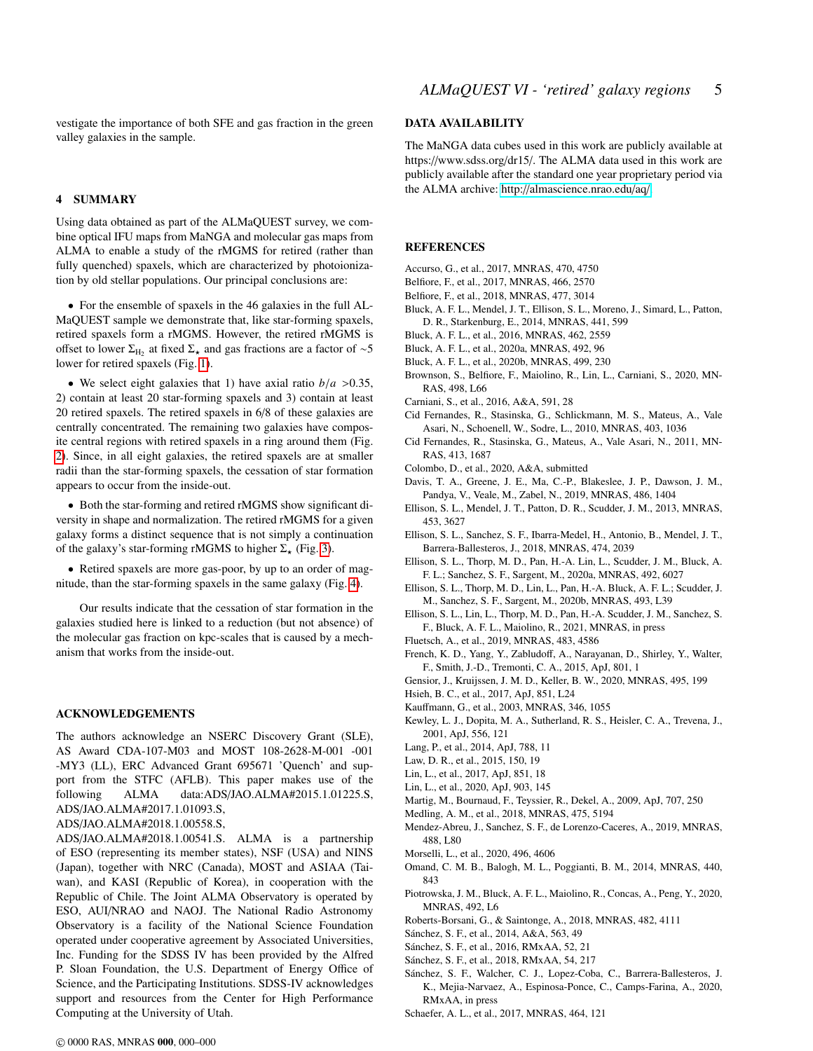vestigate the importance of both SFE and gas fraction in the green valley galaxies in the sample.

## 4 SUMMARY

Using data obtained as part of the ALMaQUEST survey, we combine optical IFU maps from MaNGA and molecular gas maps from ALMA to enable a study of the rMGMS for retired (rather than fully quenched) spaxels, which are characterized by photoionization by old stellar populations. Our principal conclusions are:

- For the ensemble of spaxels in the 46 galaxies in the full ALMaQUEST sample we demonstrate that, like star-forming spaxels, retired spaxels form a rMGMS. However, the retired rMGMS is offset to lower $\Sigma_{H_2}$ at fixed $\Sigma_\star$ and gas fractions are a factor of $\sim$5 lower for retired spaxels (Fig. 1).

- We select eight galaxies that 1) have axial ratio $b/a$ >0.35, 2) contain at least 20 star-forming spaxels and 3) contain at least 20 retired spaxels. The retired spaxels in 6/8 of these galaxies are centrally concentrated. The remaining two galaxies have composite central regions with retired spaxels in a ring around them (Fig. 2). Since, in all eight galaxies, the retired spaxels are at smaller radii than the star-forming spaxels, the cessation of star formation appears to occur from the inside-out.

- Both the star-forming and retired rMGMS show significant diversity in shape and normalization. The retired rMGMS for a given galaxy forms a distinct sequence that is not simply a continuation of the galaxy's star-forming rMGMS to higher $\Sigma_\star$ (Fig. 3).

- Retired spaxels are more gas-poor, by up to an order of magnitude, than the star-forming spaxels in the same galaxy (Fig. 4).

Our results indicate that the cessation of star formation in the galaxies studied here is linked to a reduction (but not absence) of the molecular gas fraction on kpc-scales that is caused by a mechanism that works from the inside-out.

## ACKNOWLEDGEMENTS

The authors acknowledge an NSERC Discovery Grant (SLE), AS Award CDA-107-M03 and MOST 108-2628-M-001 -001 -MY3 (LL), ERC Advanced Grant 695671 'Quench' and support from the STFC (AFLB). This paper makes use of the following ALMA data:ADS/JAO.ALMA#2015.1.01225.S, ADS/JAO.ALMA#2017.1.01093.S, ADS/JAO.ALMA#2018.1.00558.S, ADS/JAO.ALMA#2018.1.00541.S. ALMA is a partnership of ESO (representing its member states), NSF (USA) and NINS (Japan), together with NRC (Canada), MOST and ASIAA (Taiwan), and KASI (Republic of Korea), in cooperation with the Republic of Chile. The Joint ALMA Observatory is operated by ESO, AUI/NRAO and NAOJ. The National Radio Astronomy Observatory is a facility of the National Science Foundation operated under cooperative agreement by Associated Universities, Inc. Funding for the SDSS IV has been provided by the Alfred P. Sloan Foundation, the U.S. Department of Energy Office of Science, and the Participating Institutions. SDSS-IV acknowledges support and resources from the Center for High Performance Computing at the University of Utah.

## DATA AVAILABILITY

The MaNGA data cubes used in this work are publicly available at https://www.sdss.org/dr15/. The ALMA data used in this work are publicly available after the standard one year proprietary period via the ALMA archive: http://almascience.nrao.edu/aq/

## REFERENCES

Accurso, G., et al., 2017, MNRAS, 470, 4750
Belfiore, F., et al., 2017, MNRAS, 466, 2570
Belfiore, F., et al., 2018, MNRAS, 477, 3014
Bluck, A. F. L., Mendel, J. T., Ellison, S. L., Moreno, J., Simard, L., Patton, D. R., Starkenburg, E., 2014, MNRAS, 441, 599
Bluck, A. F. L., et al., 2016, MNRAS, 462, 2559
Bluck, A. F. L., et al., 2020a, MNRAS, 492, 96
Bluck, A. F. L., et al., 2020b, MNRAS, 499, 230
Brownson, S., Belfiore, F., Maiolino, R., Lin, L., Carniani, S., 2020, MNRAS, 498, L66
Carniani, S., et al., 2016, A&A, 591, 28
Cid Fernandes, R., Stasinska, G., Schlickmann, M. S., Mateus, A., Vale Asari, N., Schoenell, W., Sodre, L., 2010, MNRAS, 403, 1036
Cid Fernandes, R., Stasinska, G., Mateus, A., Vale Asari, N., 2011, MNRAS, 413, 1687
Colombo, D., et al., 2020, A&A, submitted
Davis, T. A., Greene, J. E., Ma, C.-P., Blakeslee, J. P., Dawson, J. M., Pandya, V., Veale, M., Zabel, N., 2019, MNRAS, 486, 1404
Ellison, S. L., Mendel, J. T., Patton, D. R., Scudder, J. M., 2013, MNRAS, 453, 3627
Ellison, S. L., Sanchez, S. F., Ibarra-Medel, H., Antonio, B., Mendel, J. T., Barrera-Ballesteros, J., 2018, MNRAS, 474, 2039
Ellison, S. L., Thorp, M. D., Pan, H.-A. Lin, L., Scudder, J. M., Bluck, A. F. L.; Sanchez, S. F., Sargent, M., 2020a, MNRAS, 492, 6027
Ellison, S. L., Thorp, M. D., Lin, L., Pan, H.-A. Bluck, A. F. L.; Scudder, J. M., Sanchez, S. F., Sargent, M., 2020b, MNRAS, 493, L39
Ellison, S. L., Lin, L., Thorp, M. D., Pan, H.-A. Scudder, J. M., Sanchez, S. F., Bluck, A. F. L., Maiolino, R., 2021, MNRAS, in press
Fluetsch, A., et al., 2019, MNRAS, 483, 4586
French, K. D., Yang, Y., Zabludoff, A., Narayanan, D., Shirley, Y., Walter, F., Smith, J.-D., Tremonti, C. A., 2015, ApJ, 801, 1
Gensior, J., Kruijssen, J. M. D., Keller, B. W., 2020, MNRAS, 495, 199
Hsieh, B. C., et al., 2017, ApJ, 851, L24
Kauffmann, G., et al., 2003, MNRAS, 346, 1055
Kewley, L. J., Dopita, M. A., Sutherland, R. S., Heisler, C. A., Trevena, J., 2001, ApJ, 556, 121
Lang, P., et al., 2014, ApJ, 788, 11
Law, D. R., et al., 2015, 150, 19
Lin, L., et al., 2017, ApJ, 851, 18
Lin, L., et al., 2020, ApJ, 903, 145
Martig, M., Bournaud, F., Teyssier, R., Dekel, A., 2009, ApJ, 707, 250
Medling, A. M., et al., 2018, MNRAS, 475, 5194
Mendez-Abreu, J., Sanchez, S. F., de Lorenzo-Caceres, A., 2019, MNRAS, 488, L80
Morselli, L., et al., 2020, 496, 4606
Omand, C. M. B., Balogh, M. L., Poggianti, B. M., 2014, MNRAS, 440, 843
Piotrowska, J. M., Bluck, A. F. L., Maiolino, R., Concas, A., Peng, Y., 2020, MNRAS, 492, L6
Roberts-Borsani, G., & Saintonge, A., 2018, MNRAS, 482, 4111
Sánchez, S. F., et al., 2014, A&A, 563, 49
Sánchez, S. F., et al., 2016, RMxAA, 52, 21
Sánchez, S. F., et al., 2018, RMxAA, 54, 217
Sánchez, S. F., Walcher, C. J., Lopez-Coba, C., Barrera-Ballesteros, J. K., Mejia-Narvaez, A., Espinosa-Ponce, C., Camps-Farina, A., 2020, RMxAA, in press
Schaefer, A. L., et al., 2017, MNRAS, 464, 121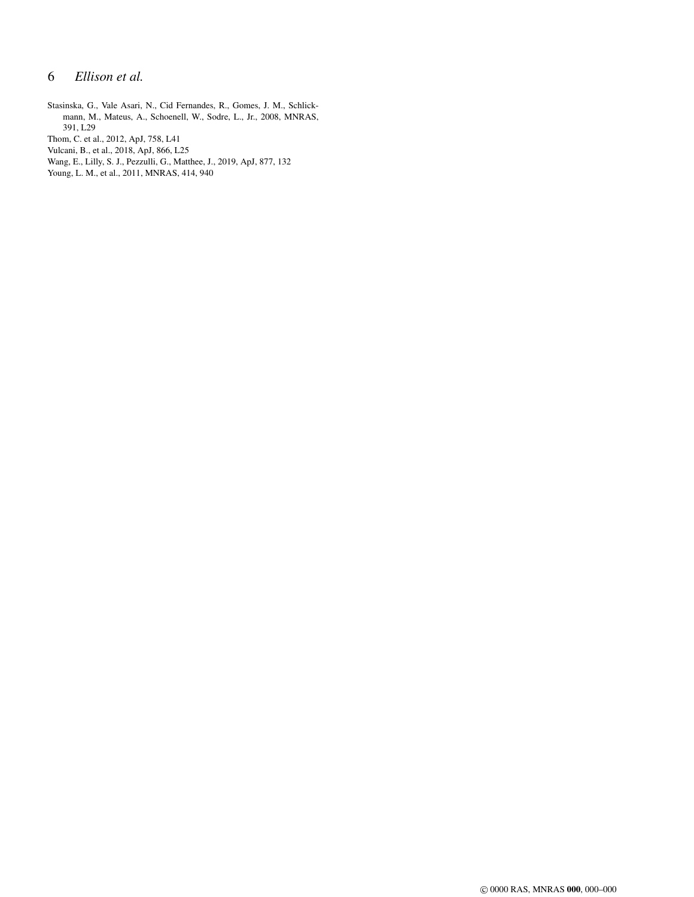Stasinska, G., Vale Asari, N., Cid Fernandes, R., Gomes, J. M., Schlickmann, M., Mateus, A., Schoenell, W., Sodre, L., Jr., 2008, MNRAS, 391, L29

Thom, C. et al., 2012, ApJ, 758, L41

Vulcani, B., et al., 2018, ApJ, 866, L25

Wang, E., Lilly, S. J., Pezzulli, G., Matthee, J., 2019, ApJ, 877, 132

Young, L. M., et al., 2011, MNRAS, 414, 940